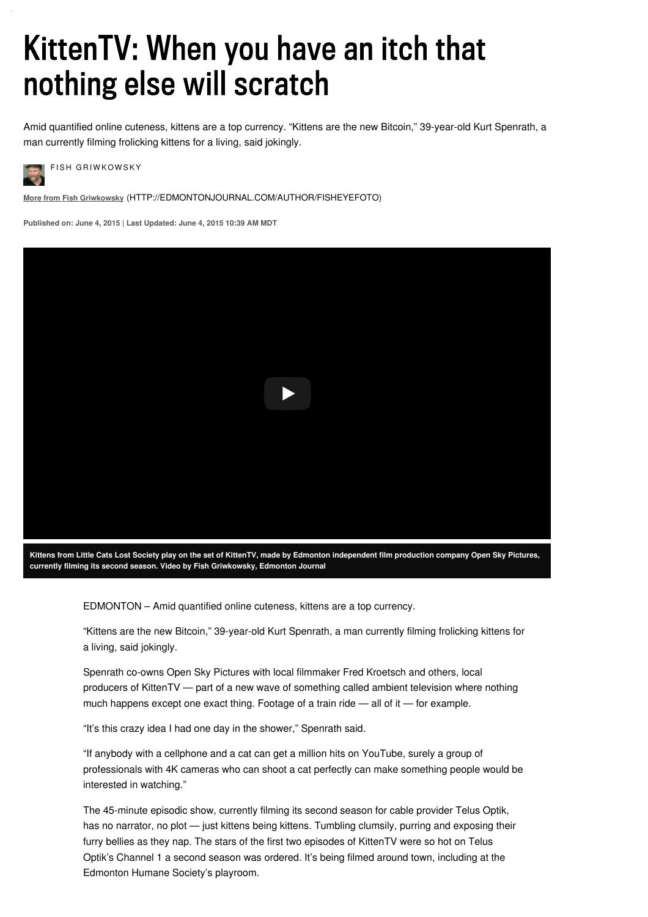# KittenTV: When you have an itch that nothing else will scratch

Amid quantified online cuteness, kittens are a top currency. "Kittens are the new Bitcoin," 39-year-old Kurt Spenrath, a man currently filming frolicking kittens for a living, said jokingly.

FISH GRIWKOWSKY

**More from Fish Griwkowsky** (HTTP://EDMONTONJOURNAL.COM/AUTHOR/FISHEYEFOTO)

**Published on: June 4, 2015 | Last Updated: June 4, 2015 10:39 AM MDT**

**Kittens from Little Cats Lost Society play on the set of KittenTV, made by Edmonton independent film production company Open Sky Pictures, currently filming its second season. Video by Fish Griwkowsky, Edmonton Journal**

EDMONTON – Amid quantified online cuteness, kittens are a top currency.

"Kittens are the new Bitcoin," 39-year-old Kurt Spenrath, a man currently filming frolicking kittens for a living, said jokingly.

Spenrath co-owns Open Sky Pictures with local filmmaker Fred Kroetsch and others, local producers of KittenTV — part of a new wave of something called ambient television where nothing much happens except one exact thing. Footage of a train ride — all of it — for example.

"It's this crazy idea I had one day in the shower," Spenrath said.

"If anybody with a cellphone and a cat can get a million hits on YouTube, surely a group of professionals with 4K cameras who can shoot a cat perfectly can make something people would be interested in watching."

The 45-minute episodic show, currently filming its second season for cable provider Telus Optik, has no narrator, no plot — just kittens being kittens. Tumbling clumsily, purring and exposing their furry bellies as they nap. The stars of the first two episodes of KittenTV were so hot on Telus Optik's Channel 1 a second season was ordered. It's being filmed around town, including at the Edmonton Humane Society's playroom.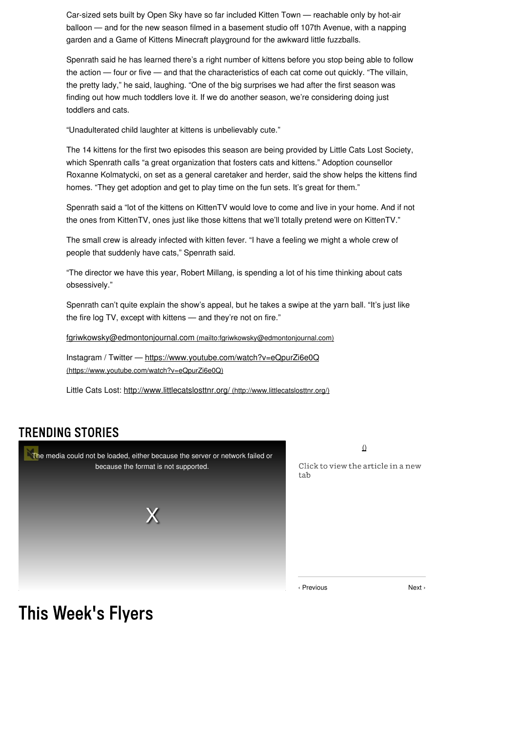Car-sized sets built by Open Sky have so far included Kitten Town — reachable only by hot-air balloon — and for the new season filmed in a basement studio off 107th Avenue, with a napping garden and a Game of Kittens Minecraft playground for the awkward little fuzzballs.

Spenrath said he has learned there's a right number of kittens before you stop being able to follow the action — four or five — and that the characteristics of each cat come out quickly. "The villain, the pretty lady," he said, laughing. "One of the big surprises we had after the first season was finding out how much toddlers love it. If we do another season, we're considering doing just toddlers and cats.

"Unadulterated child laughter at kittens is unbelievably cute."

The 14 kittens for the first two episodes this season are being provided by Little Cats Lost Society, which Spenrath calls "a great organization that fosters cats and kittens." Adoption counsellor Roxanne Kolmatycki, on set as a general caretaker and herder, said the show helps the kittens find homes. "They get adoption and get to play time on the fun sets. It's great for them."

Spenrath said a "lot of the kittens on KittenTV would love to come and live in your home. And if not the ones from KittenTV, ones just like those kittens that we'll totally pretend were on KittenTV."

The small crew is already infected with kitten fever. "I have a feeling we might a whole crew of people that suddenly have cats," Spenrath said.

"The director we have this year, Robert Millang, is spending a lot of his time thinking about cats obsessively."

Spenrath can't quite explain the show's appeal, but he takes a swipe at the yarn ball. "It's just like the fire log TV, except with kittens — and they're not on fire."

fgriwkowsky@edmontonjournal.com (mailto:fgriwkowsky@edmontonjournal.com)

Instagram / Twitter — https://www.youtube.com/watch?v=eQpurZi6e0Q (https://www.youtube.com/watch?v=eQpurZi6e0Q)

Little Cats Lost: http://www.littlecatslosttnr.org/ (http://www.littlecatslosttnr.org/)

## TRENDING STORIES

The media could not be loaded, either because the server or network failed or because the format is not supported.

X

()

Click to view the article in a new tab

‹ Previous Next ›

# This Week's Flyers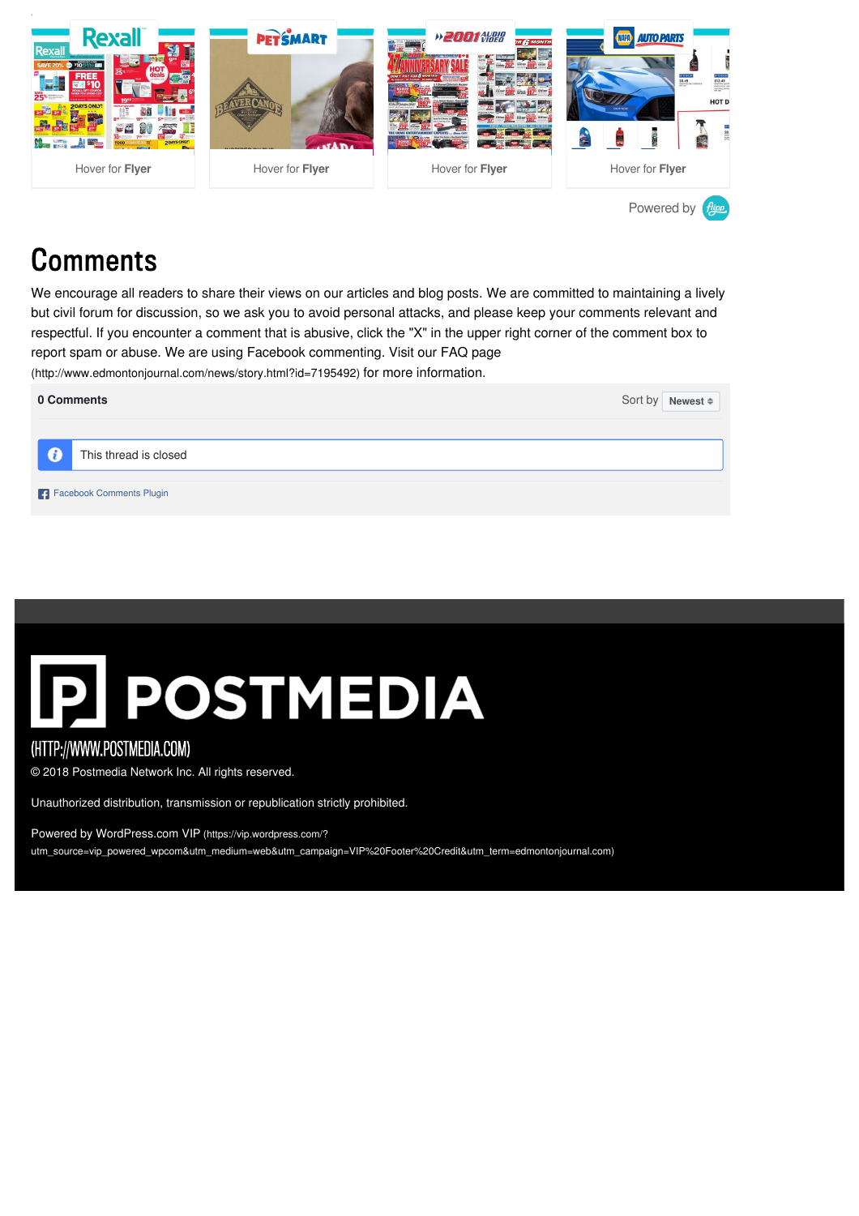Hover for **Flyer**

Hover for **Flyer**

Hover for **Flyer**

Hover for **Flyer**

Powered by flipp

# Comments

We encourage all readers to share their views on our articles and blog posts. We are committed to maintaining a lively but civil forum for discussion, so we ask you to avoid personal attacks, and please keep your comments relevant and respectful. If you encounter a comment that is abusive, click the "X" in the upper right corner of the comment box to report spam or abuse. We are using Facebook commenting. Visit our FAQ page (http://www.edmontonjournal.com/news/story.html?id=7195492) for more information.

**0 Comments**

Sort by **Newest**

This thread is closed

Facebook Comments Plugin

POSTMEDIA

(HTTP://WWW.POSTMEDIA.COM)

© 2018 Postmedia Network Inc. All rights reserved.

Unauthorized distribution, transmission or republication strictly prohibited.

Powered by WordPress.com VIP (https://vip.wordpress.com/?utm_source=vip_powered_wpcom&utm_medium=web&utm_campaign=VIP%20Footer%20Credit&utm_term=edmontonjournal.com)